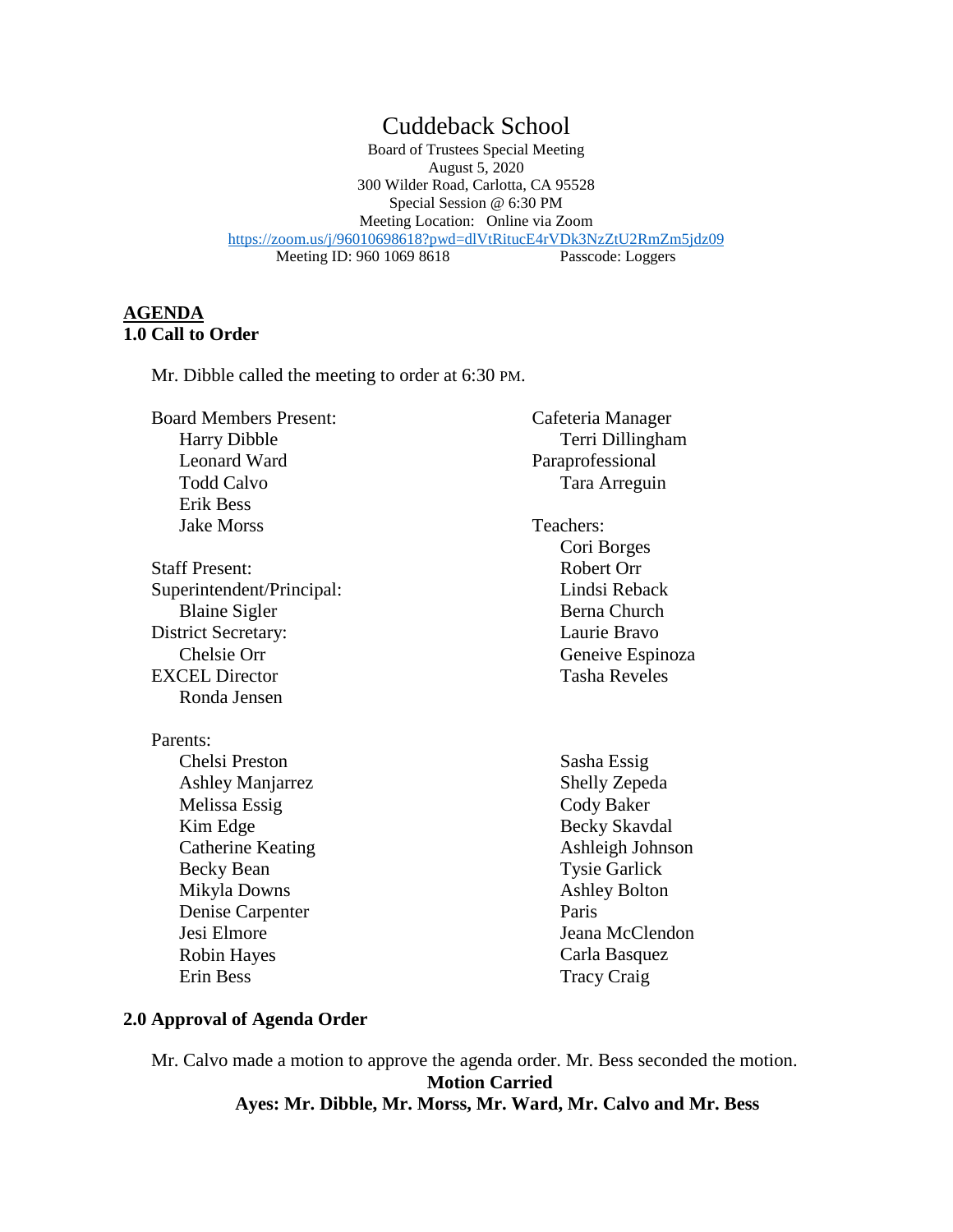# Cuddeback School

Board of Trustees Special Meeting
August 5, 2020
300 Wilder Road, Carlotta, CA 95528
Special Session @ 6:30 PM
Meeting Location: Online via Zoom
https://zoom.us/j/96010698618?pwd=dlVtRitucE4rVDk3NzZtU2RmZm5jdz09
Meeting ID: 960 1069 8618 Passcode: Loggers

## AGENDA

### 1.0 Call to Order

Mr. Dibble called the meeting to order at 6:30 PM.

Board Members Present:
- Harry Dibble
- Leonard Ward
- Todd Calvo
- Erik Bess
- Jake Morss

Staff Present:

Superintendent/Principal:
- Blaine Sigler

District Secretary:
- Chelsie Orr

EXCEL Director
- Ronda Jensen

Cafeteria Manager
- Terri Dillingham

Paraprofessional
- Tara Arreguin

Teachers:
- Cori Borges
- Robert Orr
- Lindsi Reback
- Berna Church
- Laurie Bravo
- Geneive Espinoza
- Tasha Reveles

Parents:
- Chelsi Preston
- Ashley Manjarrez
- Melissa Essig
- Kim Edge
- Catherine Keating
- Becky Bean
- Mikyla Downs
- Denise Carpenter
- Jesi Elmore
- Robin Hayes
- Erin Bess
- Sasha Essig
- Shelly Zepeda
- Cody Baker
- Becky Skavdal
- Ashleigh Johnson
- Tysie Garlick
- Ashley Bolton
- Paris
- Jeana McClendon
- Carla Basquez
- Tracy Craig

### 2.0 Approval of Agenda Order

Mr. Calvo made a motion to approve the agenda order. Mr. Bess seconded the motion.

**Motion Carried**

**Ayes: Mr. Dibble, Mr. Morss, Mr. Ward, Mr. Calvo and Mr. Bess**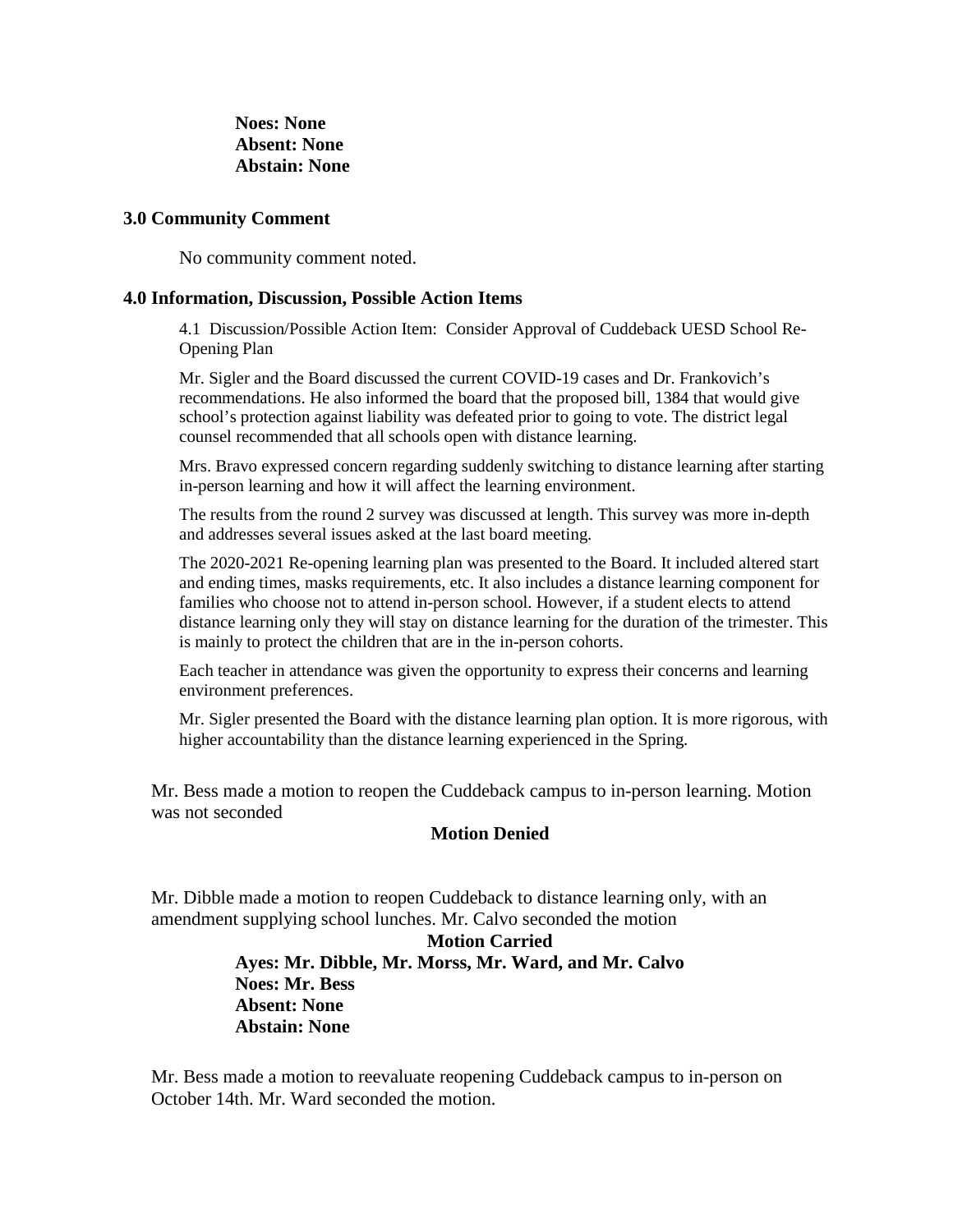**Noes: None**
**Absent: None**
**Abstain: None**

## 3.0 Community Comment

No community comment noted.

## 4.0 Information, Discussion, Possible Action Items

4.1 Discussion/Possible Action Item: Consider Approval of Cuddeback UESD School Re-Opening Plan

Mr. Sigler and the Board discussed the current COVID-19 cases and Dr. Frankovich's recommendations. He also informed the board that the proposed bill, 1384 that would give school's protection against liability was defeated prior to going to vote. The district legal counsel recommended that all schools open with distance learning.

Mrs. Bravo expressed concern regarding suddenly switching to distance learning after starting in-person learning and how it will affect the learning environment.

The results from the round 2 survey was discussed at length. This survey was more in-depth and addresses several issues asked at the last board meeting.

The 2020-2021 Re-opening learning plan was presented to the Board. It included altered start and ending times, masks requirements, etc. It also includes a distance learning component for families who choose not to attend in-person school. However, if a student elects to attend distance learning only they will stay on distance learning for the duration of the trimester. This is mainly to protect the children that are in the in-person cohorts.

Each teacher in attendance was given the opportunity to express their concerns and learning environment preferences.

Mr. Sigler presented the Board with the distance learning plan option. It is more rigorous, with higher accountability than the distance learning experienced in the Spring.

Mr. Bess made a motion to reopen the Cuddeback campus to in-person learning. Motion was not seconded

**Motion Denied**

Mr. Dibble made a motion to reopen Cuddeback to distance learning only, with an amendment supplying school lunches. Mr. Calvo seconded the motion

**Motion Carried**
**Ayes: Mr. Dibble, Mr. Morss, Mr. Ward, and Mr. Calvo**
**Noes: Mr. Bess**
**Absent: None**
**Abstain: None**

Mr. Bess made a motion to reevaluate reopening Cuddeback campus to in-person on October 14th. Mr. Ward seconded the motion.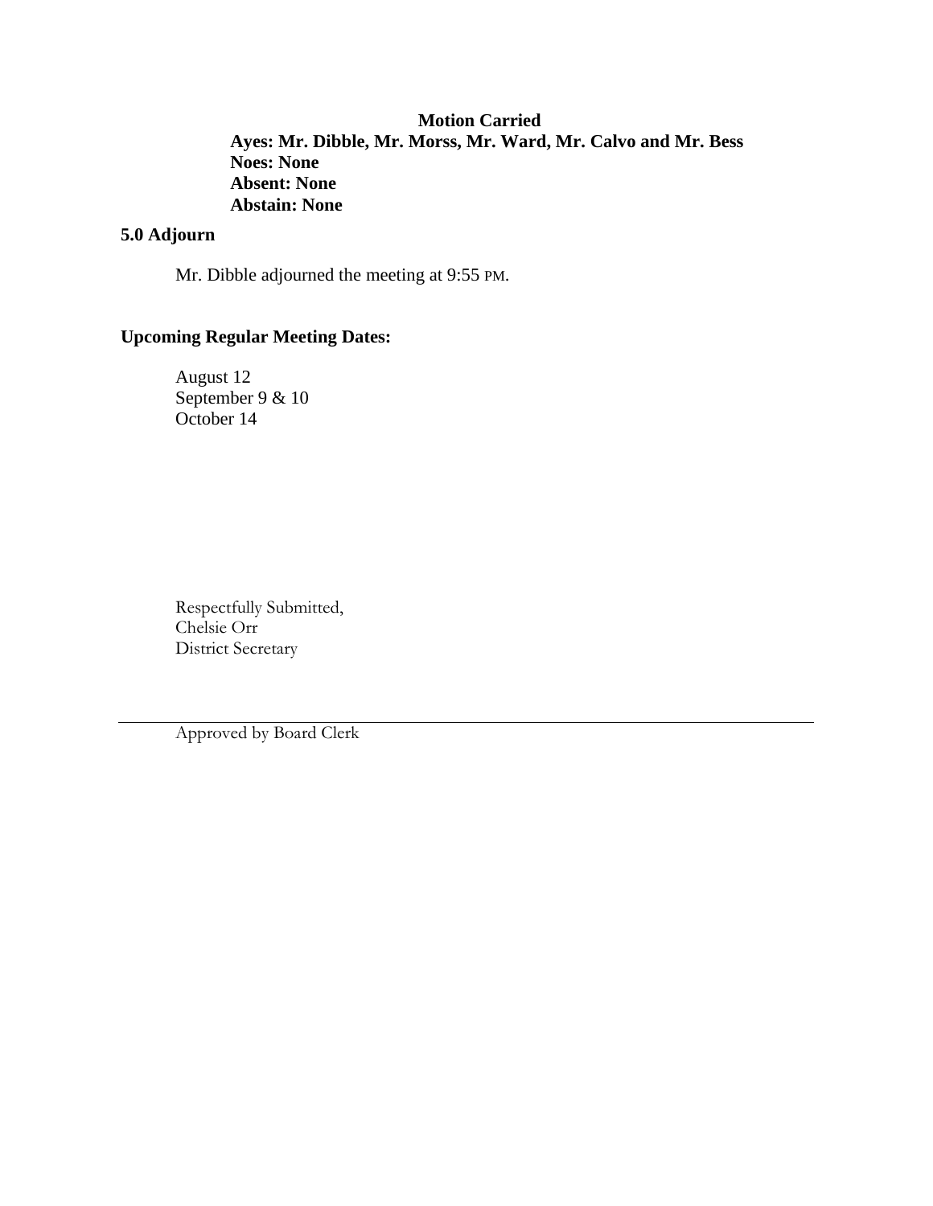**Motion Carried**
**Ayes: Mr. Dibble, Mr. Morss, Mr. Ward, Mr. Calvo and Mr. Bess**
**Noes: None**
**Absent: None**
**Abstain: None**

## 5.0 Adjourn

Mr. Dibble adjourned the meeting at 9:55 PM.

## Upcoming Regular Meeting Dates:

August 12
September 9 & 10
October 14

Respectfully Submitted,
Chelsie Orr
District Secretary

---

Approved by Board Clerk